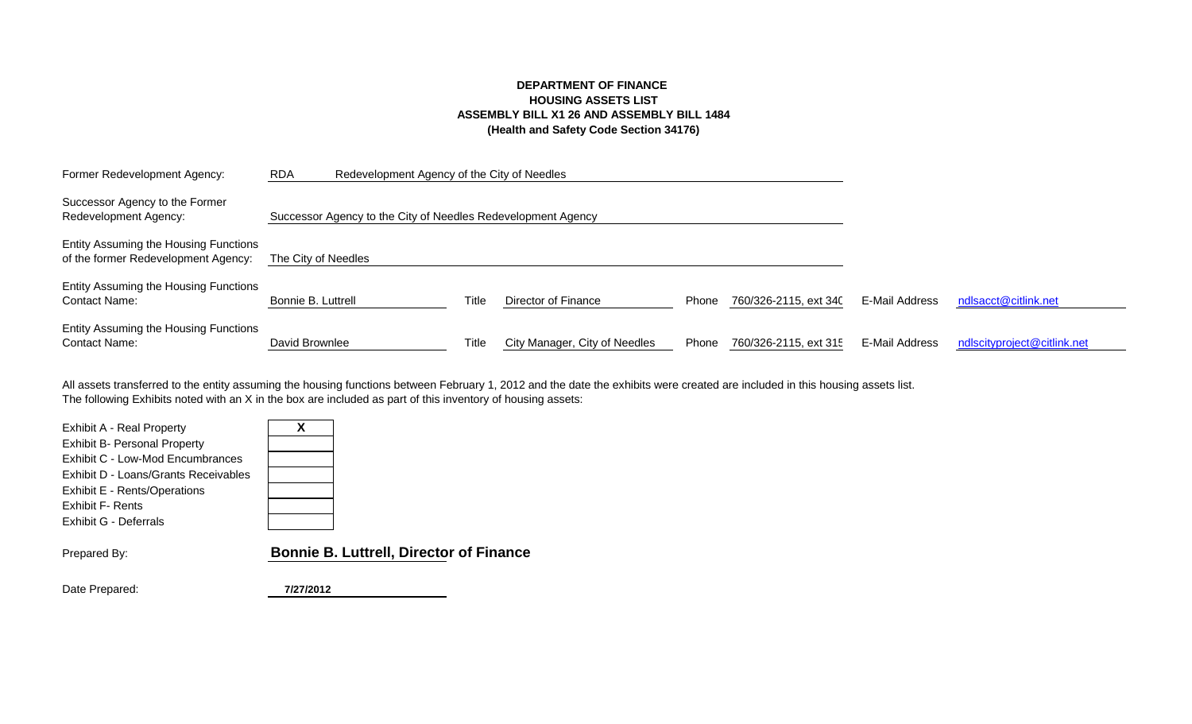**DEPARTMENT OF FINANCE**
**HOUSING ASSETS LIST**
**ASSEMBLY BILL X1 26 AND ASSEMBLY BILL 1484**
**(Health and Safety Code Section 34176)**

| | | | | | | | |
|---|---|---|---|---|---|---|---|
| Former Redevelopment Agency: | RDA Redevelopment Agency of the City of Needles | | | | | | |
| Successor Agency to the Former Redevelopment Agency: | Successor Agency to the City of Needles Redevelopment Agency | | | | | | |
| Entity Assuming the Housing Functions of the former Redevelopment Agency: | The City of Needles | | | | | | |
| Entity Assuming the Housing Functions Contact Name: | Bonnie B. Luttrell | Title | Director of Finance | Phone | 760/326-2115, ext 340 | E-Mail Address | ndlsacct@citlink.net |
| Entity Assuming the Housing Functions Contact Name: | David Brownlee | Title | City Manager, City of Needles | Phone | 760/326-2115, ext 315 | E-Mail Address | ndlscityproject@citlink.net |

All assets transferred to the entity assuming the housing functions between February 1, 2012 and the date the exhibits were created are included in this housing assets list.
The following Exhibits noted with an X in the box are included as part of this inventory of housing assets:

| Exhibit | Included |
|---|---|
| Exhibit A - Real Property | X |
| Exhibit B- Personal Property | |
| Exhibit C - Low-Mod Encumbrances | |
| Exhibit D - Loans/Grants Receivables | |
| Exhibit E - Rents/Operations | |
| Exhibit F- Rents | |
| Exhibit G - Deferrals | |

Prepared By: **Bonnie B. Luttrell, Director of Finance**

Date Prepared: **7/27/2012**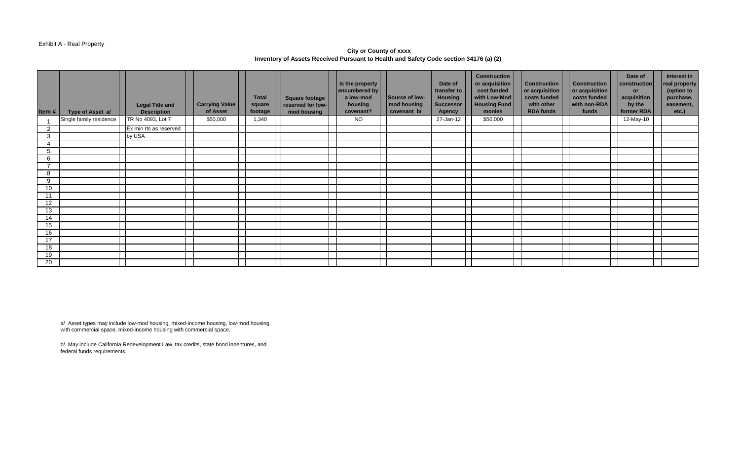Exhibit A - Real Property

**City or County of xxxx**
**Inventory of Assets Received Pursuant to Health and Safety Code section 34176 (a) (2)**

| Item # | Type of Asset a/ | Legal Title and Description | Carrying Value of Asset | Total square footage | Square footage reserved for low-mod housing | Is the property encumbered by a low-mod housing covenant? | Source of low-mod housing covenant b/ | Date of transfer to Housing Successor Agency | Construction or acquisition cost funded with Low-Mod Housing Fund monies | Construction or acquisition costs funded with other RDA funds | Construction or acquisition costs funded with non-RDA funds | Date of construction or acquisition by the former RDA | Interest in real property (option to purchase, easement, etc.) |
|---|---|---|---|---|---|---|---|---|---|---|---|---|---|
| 1 | Single family residence | TR No 4093, Lot 7 | $50,000 | 1,340 | | NO | | 27-Jan-12 | $50,000 | | | 12-May-10 | |
| 2 | | Ex min rts as reserved | | | | | | | | | | | |
| 3 | | by USA | | | | | | | | | | | |
| 4 | | | | | | | | | | | | | |
| 5 | | | | | | | | | | | | | |
| 6 | | | | | | | | | | | | | |
| 7 | | | | | | | | | | | | | |
| 8 | | | | | | | | | | | | | |
| 9 | | | | | | | | | | | | | |
| 10 | | | | | | | | | | | | | |
| 11 | | | | | | | | | | | | | |
| 12 | | | | | | | | | | | | | |
| 13 | | | | | | | | | | | | | |
| 14 | | | | | | | | | | | | | |
| 15 | | | | | | | | | | | | | |
| 16 | | | | | | | | | | | | | |
| 17 | | | | | | | | | | | | | |
| 18 | | | | | | | | | | | | | |
| 19 | | | | | | | | | | | | | |
| 20 | | | | | | | | | | | | | |

a/ Asset types may include low-mod housing, mixed-income housing, low-mod housing with commercial space, mixed-income housing with commercial space.

b/ May include California Redevelopment Law, tax credits, state bond indentures, and federal funds requirements.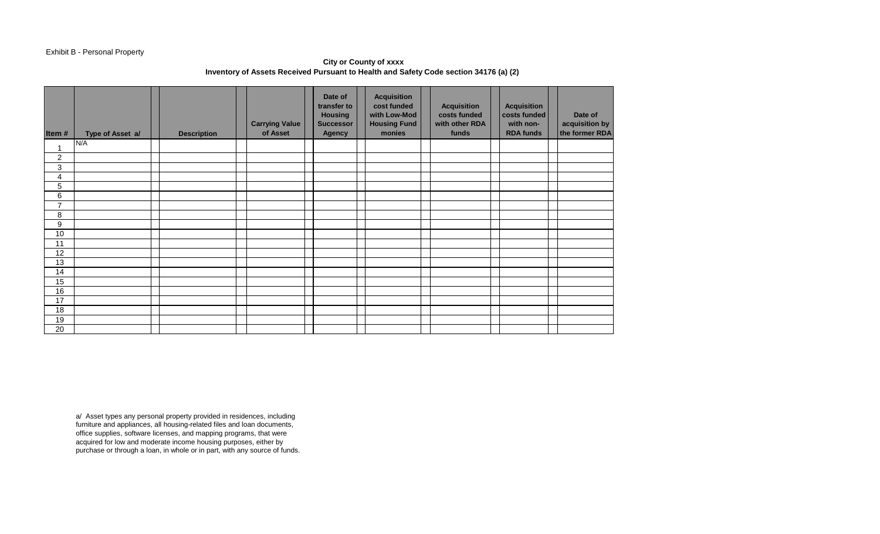Exhibit B - Personal Property

**City or County of xxxx**
**Inventory of Assets Received Pursuant to Health and Safety Code section 34176 (a) (2)**

| Item # | Type of Asset a/ | Description | Carrying Value of Asset | Date of transfer to Housing Successor Agency | Acquisition cost funded with Low-Mod Housing Fund monies | Acquisition costs funded with other RDA funds | Acquisition costs funded with non-RDA funds | Date of acquisition by the former RDA |
|---|---|---|---|---|---|---|---|---|
| 1 | N/A | | | | | | | |
| 2 | | | | | | | | |
| 3 | | | | | | | | |
| 4 | | | | | | | | |
| 5 | | | | | | | | |
| 6 | | | | | | | | |
| 7 | | | | | | | | |
| 8 | | | | | | | | |
| 9 | | | | | | | | |
| 10 | | | | | | | | |
| 11 | | | | | | | | |
| 12 | | | | | | | | |
| 13 | | | | | | | | |
| 14 | | | | | | | | |
| 15 | | | | | | | | |
| 16 | | | | | | | | |
| 17 | | | | | | | | |
| 18 | | | | | | | | |
| 19 | | | | | | | | |
| 20 | | | | | | | | |

a/ Asset types any personal property provided in residences, including furniture and appliances, all housing-related files and loan documents, office supplies, software licenses, and mapping programs, that were acquired for low and moderate income housing purposes, either by purchase or through a loan, in whole or in part, with any source of funds.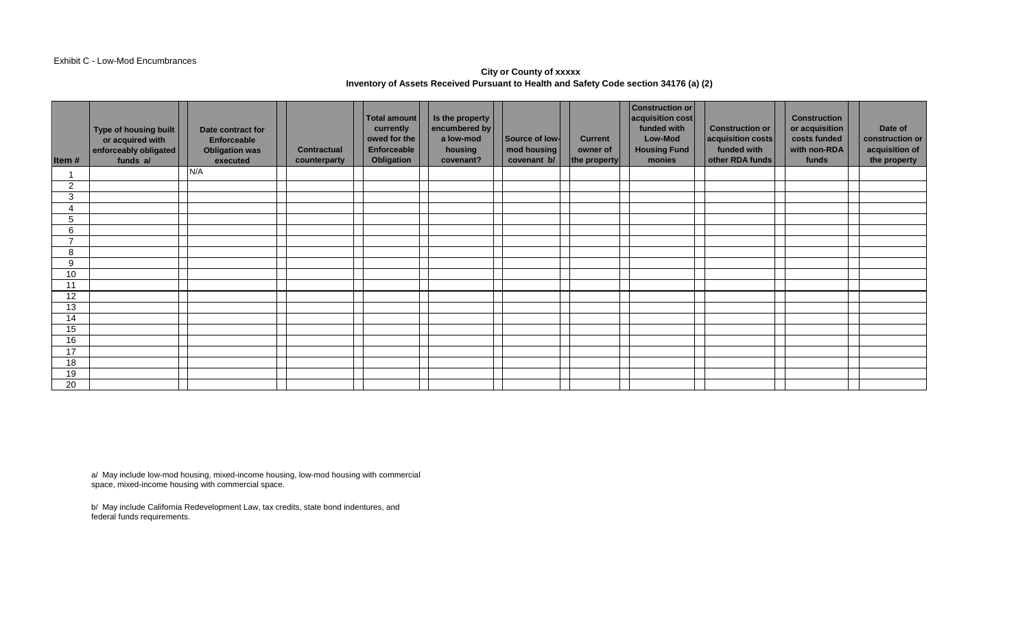Exhibit C - Low-Mod Encumbrances

**City or County of xxxxx**
**Inventory of Assets Received Pursuant to Health and Safety Code section 34176 (a) (2)**

| Item # | Type of housing built or acquired with enforceably obligated funds a/ | Date contract for Enforceable Obligation was executed | Contractual counterparty | Total amount currently owed for the Enforceable Obligation | Is the property encumbered by a low-mod housing covenant? | Source of low-mod housing covenant b/ | Current owner of the property | Construction or acquisition cost funded with Low-Mod Housing Fund monies | Construction or acquisition costs funded with other RDA funds | Construction or acquisition costs funded with non-RDA funds | Date of construction or acquisition of the property |
|---|---|---|---|---|---|---|---|---|---|---|---|
| 1 | | N/A | | | | | | | | | |
| 2 | | | | | | | | | | | |
| 3 | | | | | | | | | | | |
| 4 | | | | | | | | | | | |
| 5 | | | | | | | | | | | |
| 6 | | | | | | | | | | | |
| 7 | | | | | | | | | | | |
| 8 | | | | | | | | | | | |
| 9 | | | | | | | | | | | |
| 10 | | | | | | | | | | | |
| 11 | | | | | | | | | | | |
| 12 | | | | | | | | | | | |
| 13 | | | | | | | | | | | |
| 14 | | | | | | | | | | | |
| 15 | | | | | | | | | | | |
| 16 | | | | | | | | | | | |
| 17 | | | | | | | | | | | |
| 18 | | | | | | | | | | | |
| 19 | | | | | | | | | | | |
| 20 | | | | | | | | | | | |

a/ May include low-mod housing, mixed-income housing, low-mod housing with commercial space, mixed-income housing with commercial space.

b/ May include California Redevelopment Law, tax credits, state bond indentures, and federal funds requirements.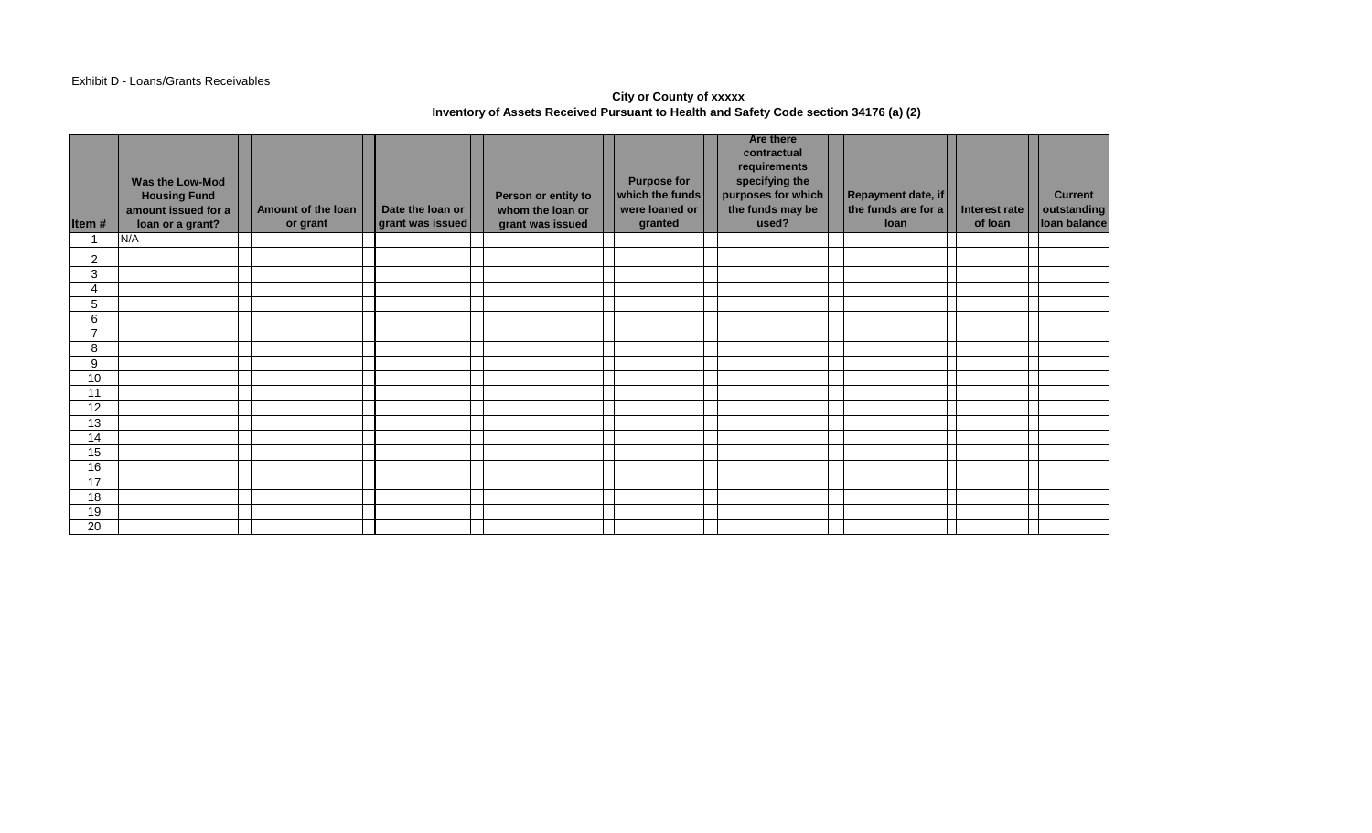Exhibit D - Loans/Grants Receivables

**City or County of xxxxx**
**Inventory of Assets Received Pursuant to Health and Safety Code section 34176 (a) (2)**

| Item # | Was the Low-Mod Housing Fund amount issued for a loan or a grant? | Amount of the loan or grant | Date the loan or grant was issued | Person or entity to whom the loan or grant was issued | Purpose for which the funds were loaned or granted | Are there contractual requirements specifying the purposes for which the funds may be used? | Repayment date, if the funds are for a loan | Interest rate of loan | Current outstanding loan balance |
|---|---|---|---|---|---|---|---|---|---|
| 1 | N/A | | | | | | | | |
| 2 | | | | | | | | | |
| 3 | | | | | | | | | |
| 4 | | | | | | | | | |
| 5 | | | | | | | | | |
| 6 | | | | | | | | | |
| 7 | | | | | | | | | |
| 8 | | | | | | | | | |
| 9 | | | | | | | | | |
| 10 | | | | | | | | | |
| 11 | | | | | | | | | |
| 12 | | | | | | | | | |
| 13 | | | | | | | | | |
| 14 | | | | | | | | | |
| 15 | | | | | | | | | |
| 16 | | | | | | | | | |
| 17 | | | | | | | | | |
| 18 | | | | | | | | | |
| 19 | | | | | | | | | |
| 20 | | | | | | | | | |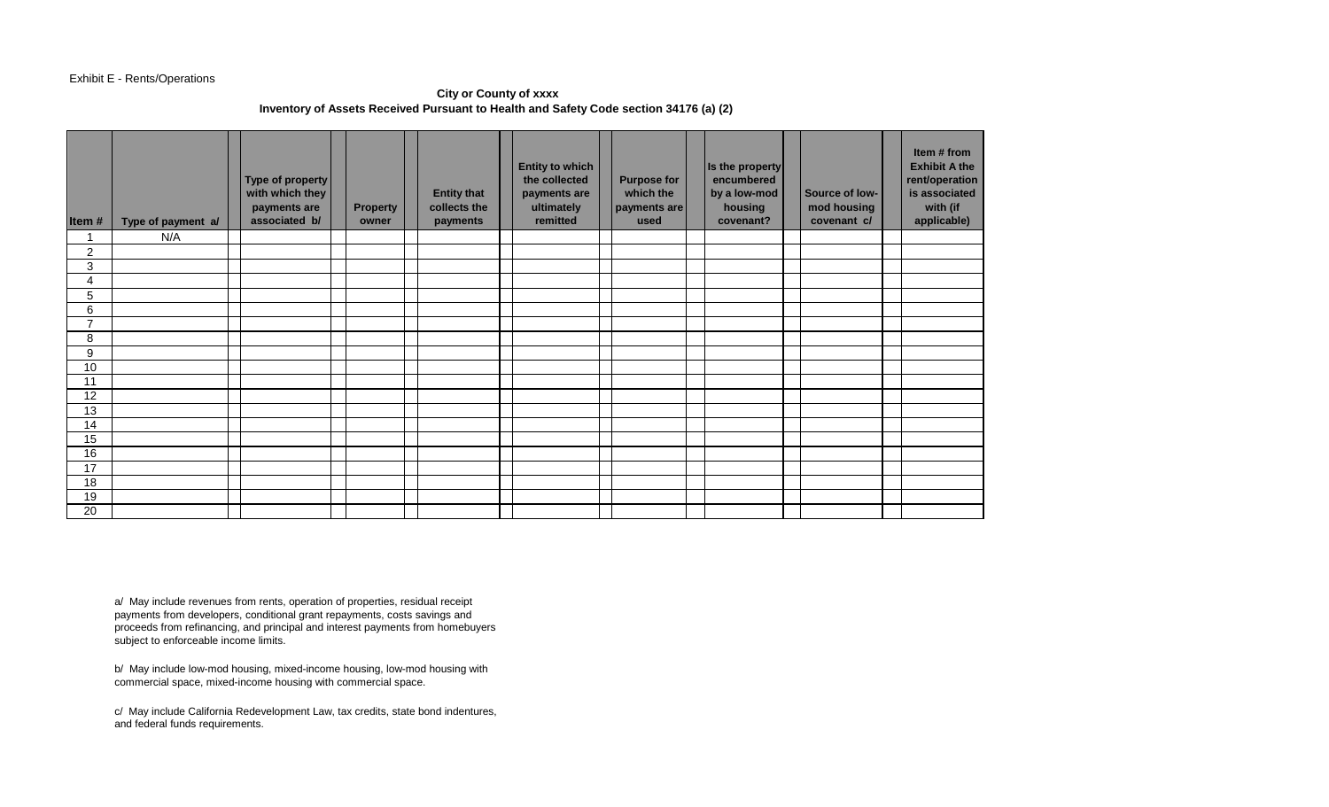Exhibit E - Rents/Operations

**City or County of xxxx**
**Inventory of Assets Received Pursuant to Health and Safety Code section 34176 (a) (2)**

| Item # | Type of payment a/ | Type of property with which they payments are associated b/ | Property owner | Entity that collects the payments | Entity to which the collected payments are ultimately remitted | Purpose for which the payments are used | Is the property encumbered by a low-mod housing covenant? | Source of low-mod housing covenant c/ | Item # from Exhibit A the rent/operation is associated with (if applicable) |
|---|---|---|---|---|---|---|---|---|---|
| 1 | N/A | | | | | | | | |
| 2 | | | | | | | | | |
| 3 | | | | | | | | | |
| 4 | | | | | | | | | |
| 5 | | | | | | | | | |
| 6 | | | | | | | | | |
| 7 | | | | | | | | | |
| 8 | | | | | | | | | |
| 9 | | | | | | | | | |
| 10 | | | | | | | | | |
| 11 | | | | | | | | | |
| 12 | | | | | | | | | |
| 13 | | | | | | | | | |
| 14 | | | | | | | | | |
| 15 | | | | | | | | | |
| 16 | | | | | | | | | |
| 17 | | | | | | | | | |
| 18 | | | | | | | | | |
| 19 | | | | | | | | | |
| 20 | | | | | | | | | |

a/ May include revenues from rents, operation of properties, residual receipt payments from developers, conditional grant repayments, costs savings and proceeds from refinancing, and principal and interest payments from homebuyers subject to enforceable income limits.

b/ May include low-mod housing, mixed-income housing, low-mod housing with commercial space, mixed-income housing with commercial space.

c/ May include California Redevelopment Law, tax credits, state bond indentures, and federal funds requirements.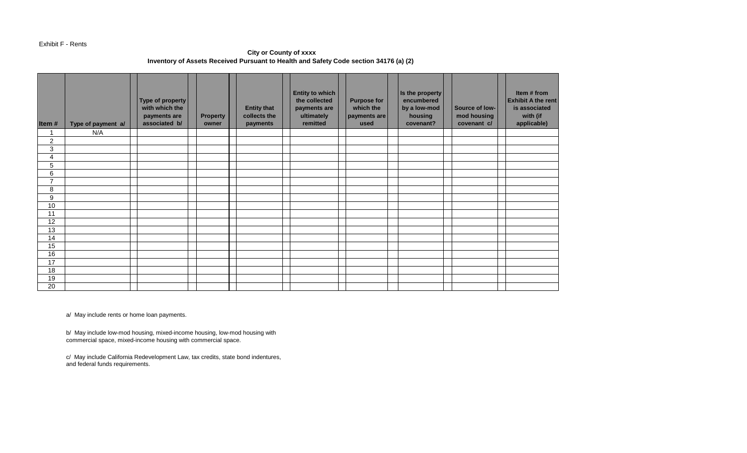Exhibit F - Rents

**City or County of xxxx**
**Inventory of Assets Received Pursuant to Health and Safety Code section 34176 (a) (2)**

| Item # | Type of payment a/ | Type of property with which the payments are associated b/ | Property owner | Entity that collects the payments | Entity to which the collected payments are ultimately remitted | Purpose for which the payments are used | Is the property encumbered by a low-mod housing covenant? | Source of low-mod housing covenant c/ | Item # from Exhibit A the rent is associated with (if applicable) |
|---|---|---|---|---|---|---|---|---|---|
| 1 | N/A | | | | | | | | |
| 2 | | | | | | | | | |
| 3 | | | | | | | | | |
| 4 | | | | | | | | | |
| 5 | | | | | | | | | |
| 6 | | | | | | | | | |
| 7 | | | | | | | | | |
| 8 | | | | | | | | | |
| 9 | | | | | | | | | |
| 10 | | | | | | | | | |
| 11 | | | | | | | | | |
| 12 | | | | | | | | | |
| 13 | | | | | | | | | |
| 14 | | | | | | | | | |
| 15 | | | | | | | | | |
| 16 | | | | | | | | | |
| 17 | | | | | | | | | |
| 18 | | | | | | | | | |
| 19 | | | | | | | | | |
| 20 | | | | | | | | | |

a/ May include rents or home loan payments.

b/ May include low-mod housing, mixed-income housing, low-mod housing with commercial space, mixed-income housing with commercial space.

c/ May include California Redevelopment Law, tax credits, state bond indentures, and federal funds requirements.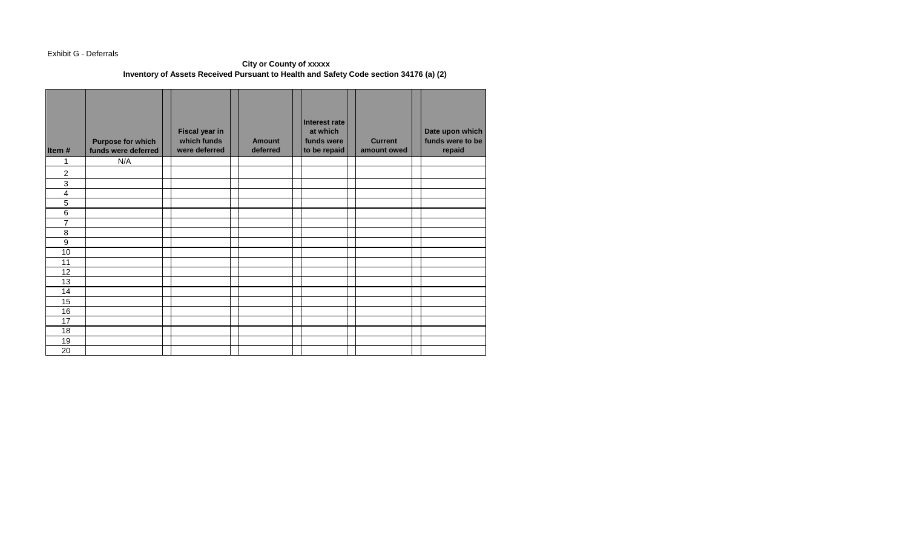Exhibit G - Deferrals

**City or County of xxxxx**
**Inventory of Assets Received Pursuant to Health and Safety Code section 34176 (a) (2)**

| Item # | Purpose for which funds were deferred | Fiscal year in which funds were deferred | Amount deferred | Interest rate at which funds were to be repaid | Current amount owed | Date upon which funds were to be repaid |
|---|---|---|---|---|---|---|
| 1 | N/A | | | | | |
| 2 | | | | | | |
| 3 | | | | | | |
| 4 | | | | | | |
| 5 | | | | | | |
| 6 | | | | | | |
| 7 | | | | | | |
| 8 | | | | | | |
| 9 | | | | | | |
| 10 | | | | | | |
| 11 | | | | | | |
| 12 | | | | | | |
| 13 | | | | | | |
| 14 | | | | | | |
| 15 | | | | | | |
| 16 | | | | | | |
| 17 | | | | | | |
| 18 | | | | | | |
| 19 | | | | | | |
| 20 | | | | | | |